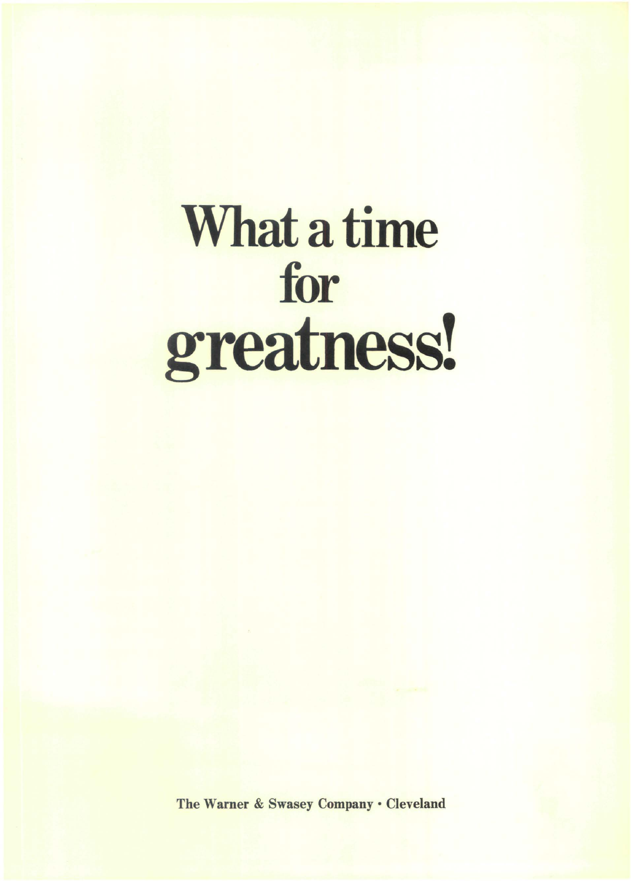# What a time for greatness!

**The Warner & Swasey Company • Cleveland**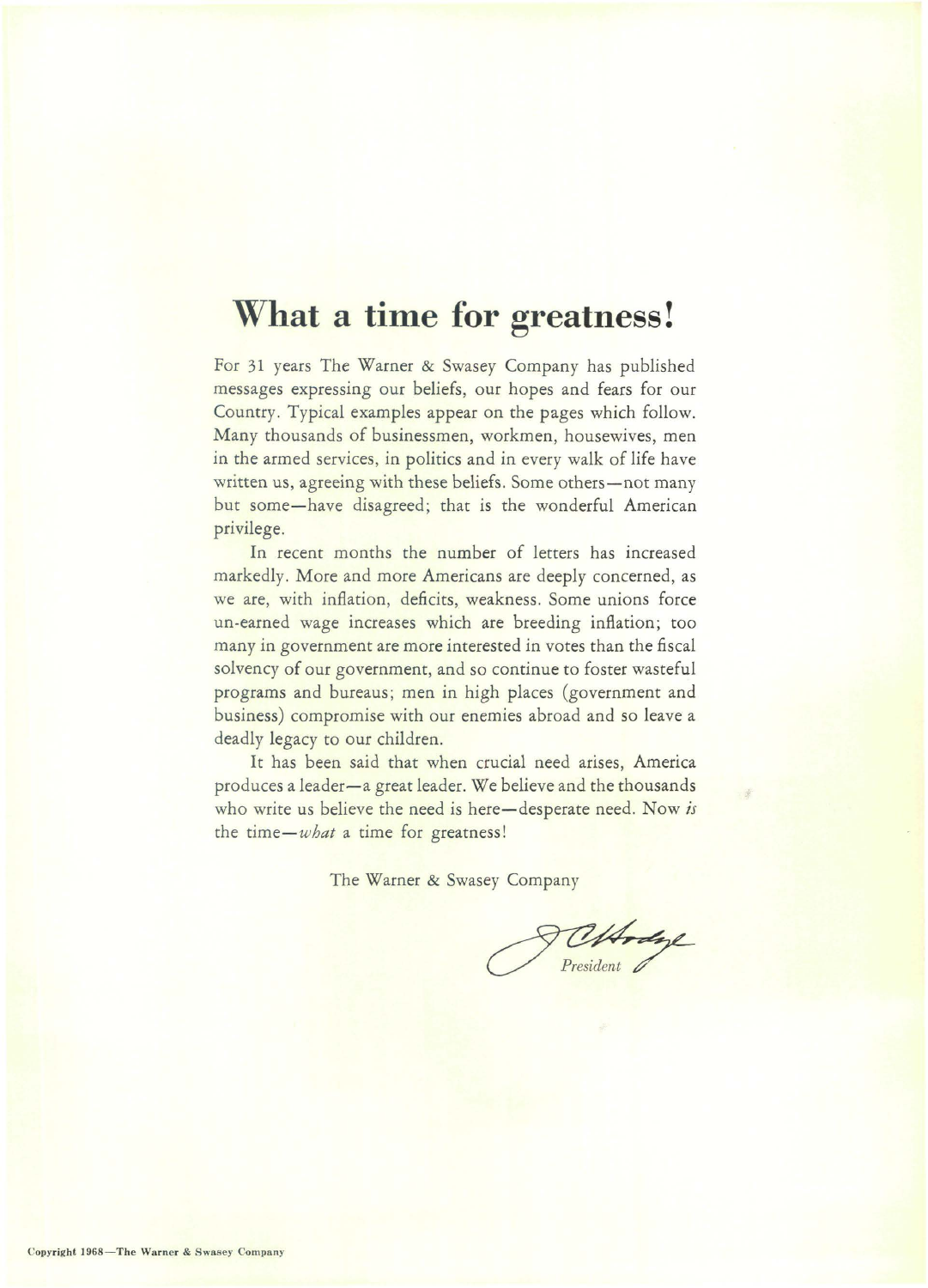# What a time for greatness!

For 31 years The Warner & Swasey Company has published messages expressing our beliefs, our hopes and fears for our Country. Typical examples appear on the pages which follow. Many thousands of businessmen, workmen, housewives, men in the armed services, in politics and in every walk of life have written us, agreeing with these beliefs. Some others—not many but some—have disagreed; that is the wonderful American privilege.

In recent months the number of letters has increased markedly. More and more Americans are deeply concerned, as we are, with inflation, deficits, weakness. Some unions force un-earned wage increases which are breeding inflation; too many in government are more interested in votes than the fiscal solvency of our government, and so continue to foster wasteful programs and bureaus; men in high places (government and business) compromise with our enemies abroad and so leave a deadly legacy to our children.

It has been said that when crucial need arises, America produces a leader—a great leader. We believe and the thousands who write us believe the need is here—desperate need. Now *is* the time—*what* a time for greatness!

The Warner & Swasey Company

J C Hodge
*President*

Copyright 1968—The Warner & Swasey Company